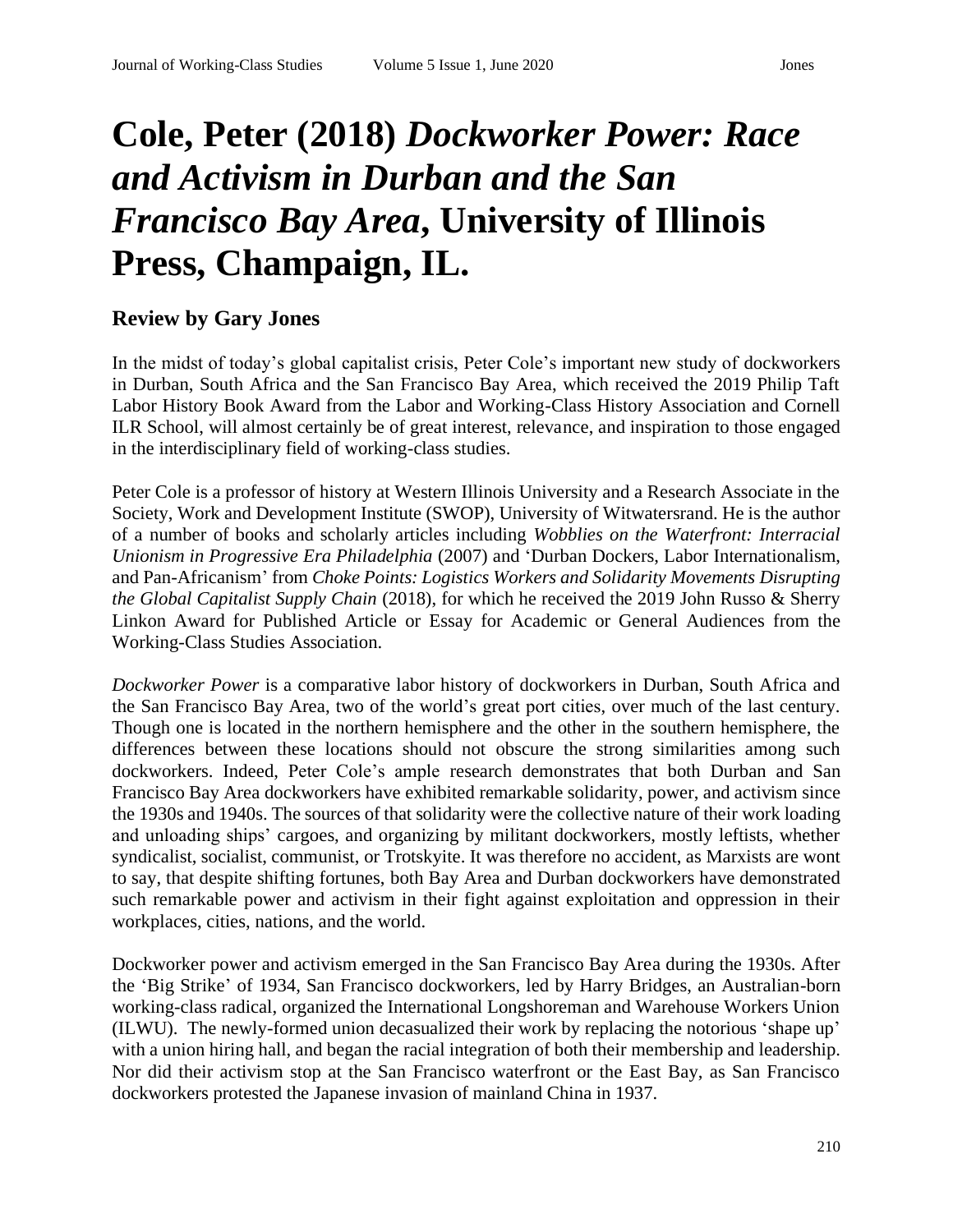# Cole, Peter (2018) *Dockworker Power: Race and Activism in Durban and the San Francisco Bay Area*, University of Illinois Press, Champaign, IL.

## Review by Gary Jones

In the midst of today's global capitalist crisis, Peter Cole's important new study of dockworkers in Durban, South Africa and the San Francisco Bay Area, which received the 2019 Philip Taft Labor History Book Award from the Labor and Working-Class History Association and Cornell ILR School, will almost certainly be of great interest, relevance, and inspiration to those engaged in the interdisciplinary field of working-class studies.

Peter Cole is a professor of history at Western Illinois University and a Research Associate in the Society, Work and Development Institute (SWOP), University of Witwatersrand. He is the author of a number of books and scholarly articles including *Wobblies on the Waterfront: Interracial Unionism in Progressive Era Philadelphia* (2007) and 'Durban Dockers, Labor Internationalism, and Pan-Africanism' from *Choke Points: Logistics Workers and Solidarity Movements Disrupting the Global Capitalist Supply Chain* (2018), for which he received the 2019 John Russo & Sherry Linkon Award for Published Article or Essay for Academic or General Audiences from the Working-Class Studies Association.

*Dockworker Power* is a comparative labor history of dockworkers in Durban, South Africa and the San Francisco Bay Area, two of the world's great port cities, over much of the last century. Though one is located in the northern hemisphere and the other in the southern hemisphere, the differences between these locations should not obscure the strong similarities among such dockworkers. Indeed, Peter Cole's ample research demonstrates that both Durban and San Francisco Bay Area dockworkers have exhibited remarkable solidarity, power, and activism since the 1930s and 1940s. The sources of that solidarity were the collective nature of their work loading and unloading ships' cargoes, and organizing by militant dockworkers, mostly leftists, whether syndicalist, socialist, communist, or Trotskyite. It was therefore no accident, as Marxists are wont to say, that despite shifting fortunes, both Bay Area and Durban dockworkers have demonstrated such remarkable power and activism in their fight against exploitation and oppression in their workplaces, cities, nations, and the world.

Dockworker power and activism emerged in the San Francisco Bay Area during the 1930s. After the 'Big Strike' of 1934, San Francisco dockworkers, led by Harry Bridges, an Australian-born working-class radical, organized the International Longshoreman and Warehouse Workers Union (ILWU). The newly-formed union decasualized their work by replacing the notorious 'shape up' with a union hiring hall, and began the racial integration of both their membership and leadership. Nor did their activism stop at the San Francisco waterfront or the East Bay, as San Francisco dockworkers protested the Japanese invasion of mainland China in 1937.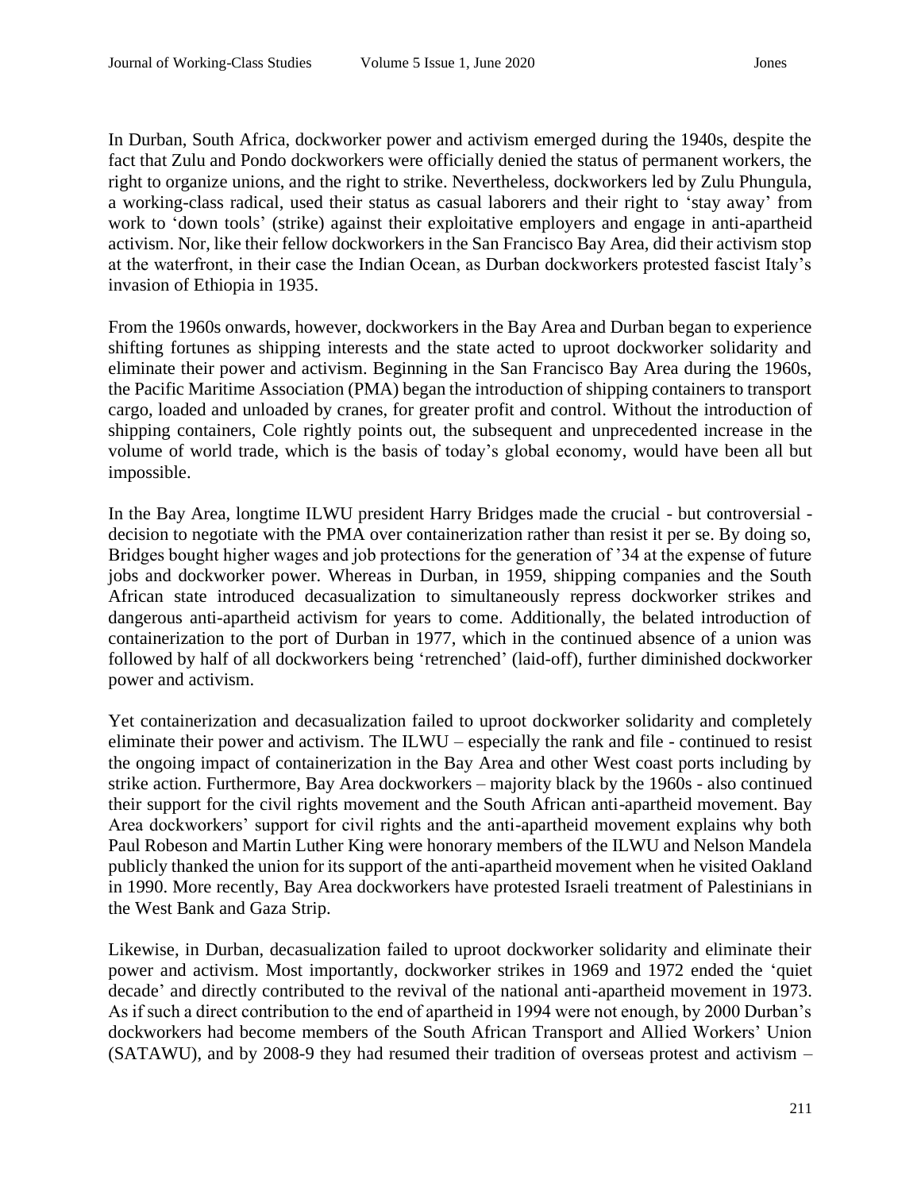In Durban, South Africa, dockworker power and activism emerged during the 1940s, despite the fact that Zulu and Pondo dockworkers were officially denied the status of permanent workers, the right to organize unions, and the right to strike. Nevertheless, dockworkers led by Zulu Phungula, a working-class radical, used their status as casual laborers and their right to 'stay away' from work to 'down tools' (strike) against their exploitative employers and engage in anti-apartheid activism. Nor, like their fellow dockworkers in the San Francisco Bay Area, did their activism stop at the waterfront, in their case the Indian Ocean, as Durban dockworkers protested fascist Italy's invasion of Ethiopia in 1935.

From the 1960s onwards, however, dockworkers in the Bay Area and Durban began to experience shifting fortunes as shipping interests and the state acted to uproot dockworker solidarity and eliminate their power and activism. Beginning in the San Francisco Bay Area during the 1960s, the Pacific Maritime Association (PMA) began the introduction of shipping containers to transport cargo, loaded and unloaded by cranes, for greater profit and control. Without the introduction of shipping containers, Cole rightly points out, the subsequent and unprecedented increase in the volume of world trade, which is the basis of today's global economy, would have been all but impossible.

In the Bay Area, longtime ILWU president Harry Bridges made the crucial - but controversial - decision to negotiate with the PMA over containerization rather than resist it per se. By doing so, Bridges bought higher wages and job protections for the generation of '34 at the expense of future jobs and dockworker power. Whereas in Durban, in 1959, shipping companies and the South African state introduced decasualization to simultaneously repress dockworker strikes and dangerous anti-apartheid activism for years to come. Additionally, the belated introduction of containerization to the port of Durban in 1977, which in the continued absence of a union was followed by half of all dockworkers being 'retrenched' (laid-off), further diminished dockworker power and activism.

Yet containerization and decasualization failed to uproot dockworker solidarity and completely eliminate their power and activism. The ILWU – especially the rank and file - continued to resist the ongoing impact of containerization in the Bay Area and other West coast ports including by strike action. Furthermore, Bay Area dockworkers – majority black by the 1960s - also continued their support for the civil rights movement and the South African anti-apartheid movement. Bay Area dockworkers' support for civil rights and the anti-apartheid movement explains why both Paul Robeson and Martin Luther King were honorary members of the ILWU and Nelson Mandela publicly thanked the union for its support of the anti-apartheid movement when he visited Oakland in 1990. More recently, Bay Area dockworkers have protested Israeli treatment of Palestinians in the West Bank and Gaza Strip.

Likewise, in Durban, decasualization failed to uproot dockworker solidarity and eliminate their power and activism. Most importantly, dockworker strikes in 1969 and 1972 ended the 'quiet decade' and directly contributed to the revival of the national anti-apartheid movement in 1973. As if such a direct contribution to the end of apartheid in 1994 were not enough, by 2000 Durban's dockworkers had become members of the South African Transport and Allied Workers' Union (SATAWU), and by 2008-9 they had resumed their tradition of overseas protest and activism –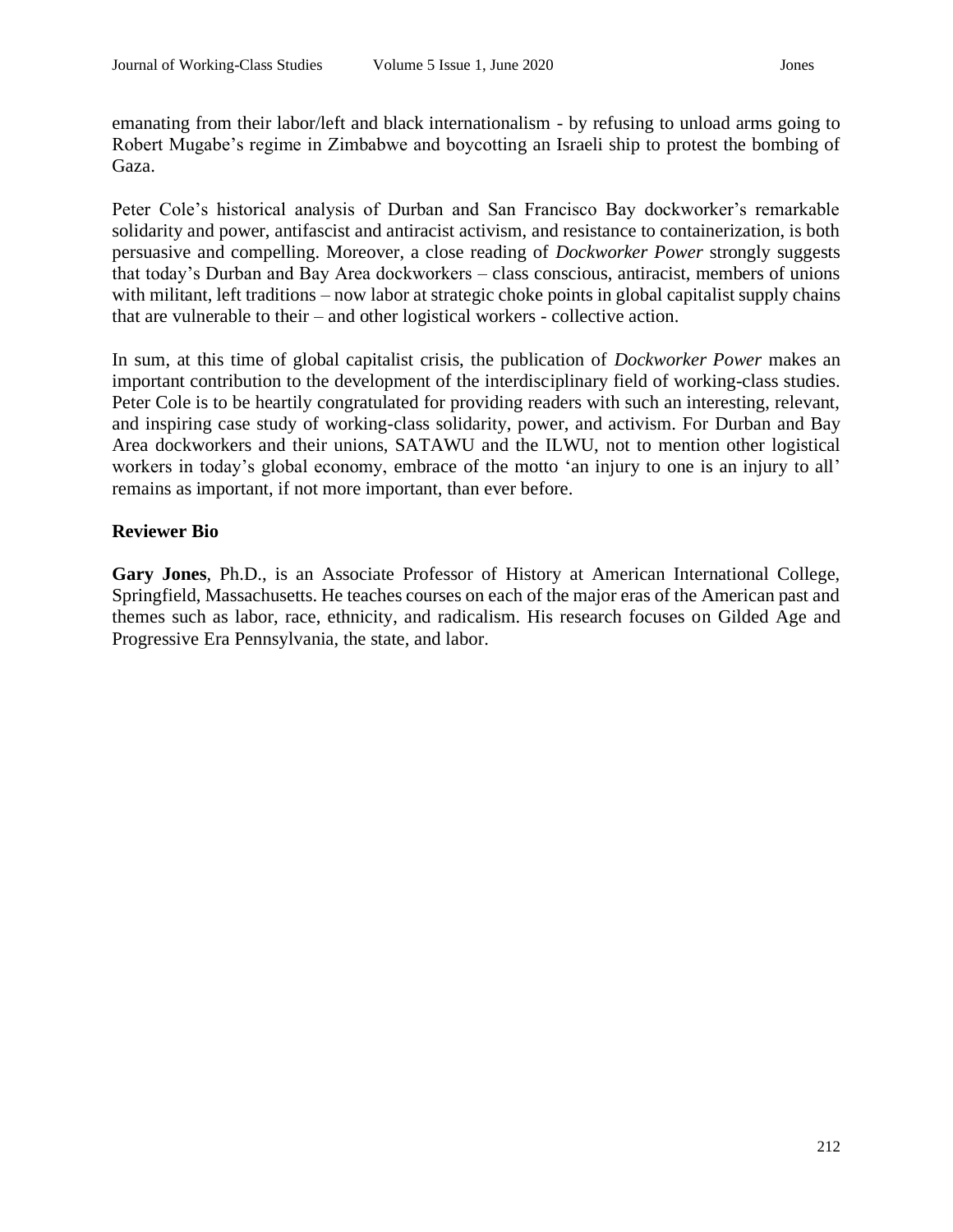emanating from their labor/left and black internationalism - by refusing to unload arms going to Robert Mugabe's regime in Zimbabwe and boycotting an Israeli ship to protest the bombing of Gaza.

Peter Cole's historical analysis of Durban and San Francisco Bay dockworker's remarkable solidarity and power, antifascist and antiracist activism, and resistance to containerization, is both persuasive and compelling. Moreover, a close reading of *Dockworker Power* strongly suggests that today's Durban and Bay Area dockworkers – class conscious, antiracist, members of unions with militant, left traditions – now labor at strategic choke points in global capitalist supply chains that are vulnerable to their – and other logistical workers - collective action.

In sum, at this time of global capitalist crisis, the publication of *Dockworker Power* makes an important contribution to the development of the interdisciplinary field of working-class studies. Peter Cole is to be heartily congratulated for providing readers with such an interesting, relevant, and inspiring case study of working-class solidarity, power, and activism. For Durban and Bay Area dockworkers and their unions, SATAWU and the ILWU, not to mention other logistical workers in today's global economy, embrace of the motto 'an injury to one is an injury to all' remains as important, if not more important, than ever before.

**Reviewer Bio**

**Gary Jones**, Ph.D., is an Associate Professor of History at American International College, Springfield, Massachusetts. He teaches courses on each of the major eras of the American past and themes such as labor, race, ethnicity, and radicalism. His research focuses on Gilded Age and Progressive Era Pennsylvania, the state, and labor.